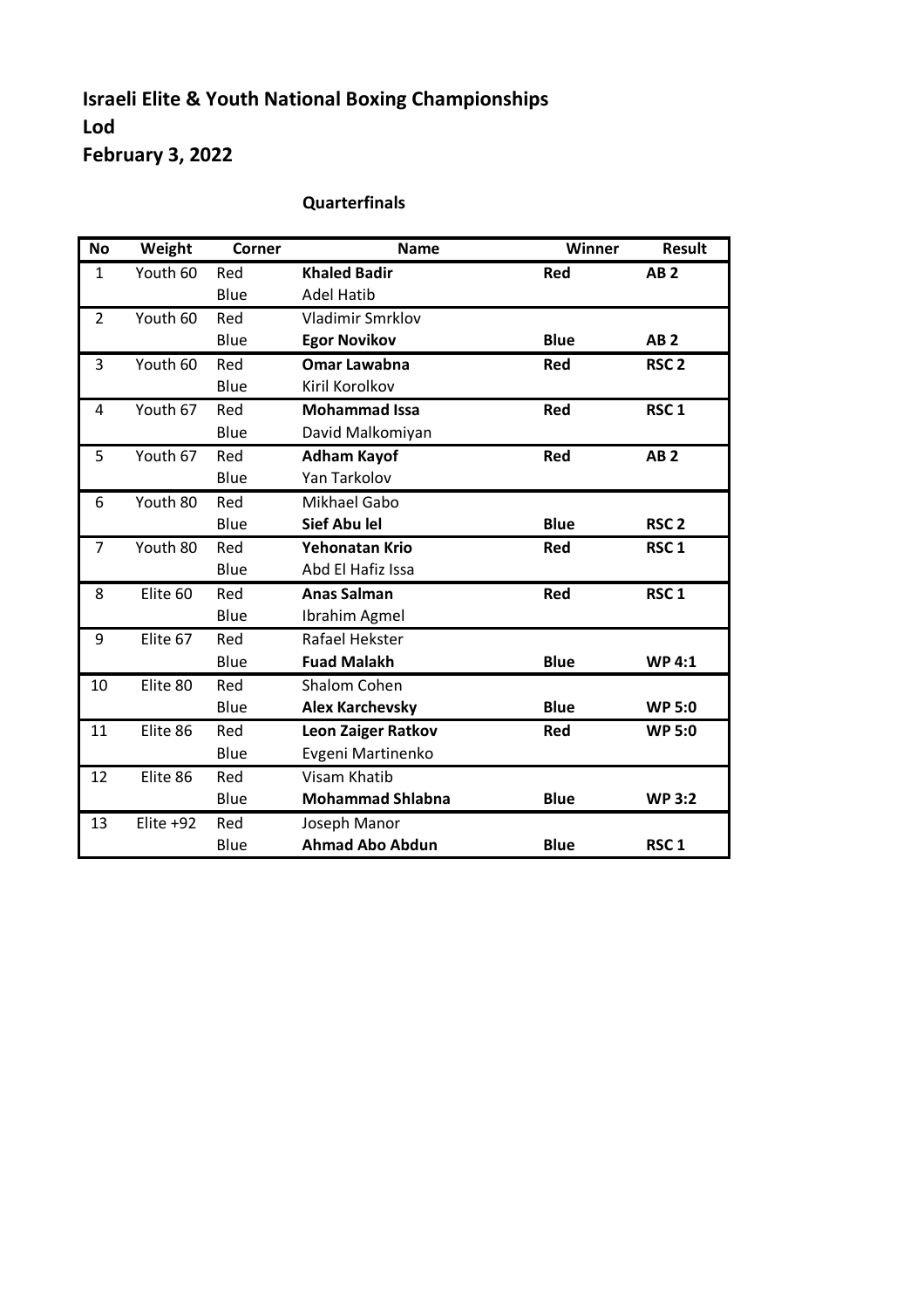# Israeli Elite & Youth National Boxing Championships
# Lod
# February 3, 2022

## Quarterfinals

| No | Weight | Corner | Name | Winner | Result |
|---|---|---|---|---|---|
| 1 | Youth 60 | Red | **Khaled Badir** | **Red** | **AB 2** |
| | | Blue | Adel Hatib | | |
| 2 | Youth 60 | Red | Vladimir Smrklov | | |
| | | Blue | **Egor Novikov** | **Blue** | **AB 2** |
| 3 | Youth 60 | Red | **Omar Lawabna** | **Red** | **RSC 2** |
| | | Blue | Kiril Korolkov | | |
| 4 | Youth 67 | Red | **Mohammad Issa** | **Red** | **RSC 1** |
| | | Blue | David Malkomiyan | | |
| 5 | Youth 67 | Red | **Adham Kayof** | **Red** | **AB 2** |
| | | Blue | Yan Tarkolov | | |
| 6 | Youth 80 | Red | Mikhael Gabo | | |
| | | Blue | **Sief Abu lel** | **Blue** | **RSC 2** |
| 7 | Youth 80 | Red | **Yehonatan Krio** | **Red** | **RSC 1** |
| | | Blue | Abd El Hafiz Issa | | |
| 8 | Elite 60 | Red | **Anas Salman** | **Red** | **RSC 1** |
| | | Blue | Ibrahim Agmel | | |
| 9 | Elite 67 | Red | Rafael Hekster | | |
| | | Blue | **Fuad Malakh** | **Blue** | **WP 4:1** |
| 10 | Elite 80 | Red | Shalom Cohen | | |
| | | Blue | **Alex Karchevsky** | **Blue** | **WP 5:0** |
| 11 | Elite 86 | Red | **Leon Zaiger Ratkov** | **Red** | **WP 5:0** |
| | | Blue | Evgeni Martinenko | | |
| 12 | Elite 86 | Red | Visam Khatib | | |
| | | Blue | **Mohammad Shlabna** | **Blue** | **WP 3:2** |
| 13 | Elite +92 | Red | Joseph Manor | | |
| | | Blue | **Ahmad Abo Abdun** | **Blue** | **RSC 1** |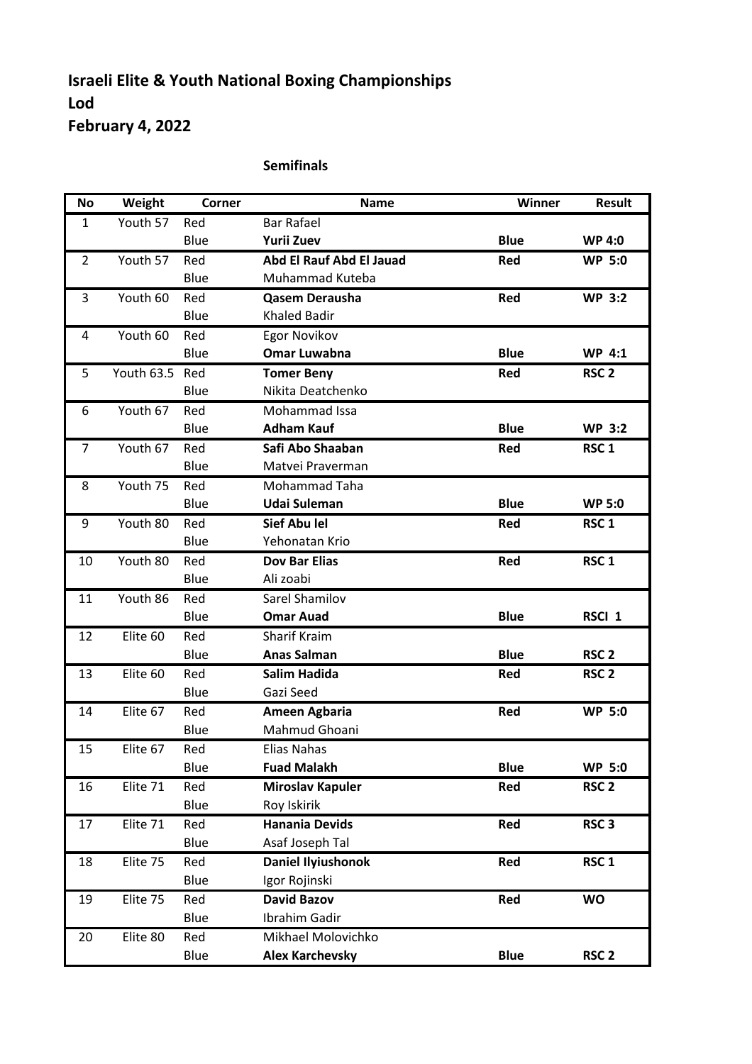**Israeli Elite & Youth National Boxing Championships**
**Lod**
**February 4, 2022**

**Semifinals**

| No | Weight | Corner | Name | Winner | Result |
|---|---|---|---|---|---|
| 1 | Youth 57 | Red | Bar Rafael | | |
| | | Blue | **Yurii Zuev** | **Blue** | **WP 4:0** |
| 2 | Youth 57 | Red | **Abd El Rauf Abd El Jauad** | **Red** | **WP 5:0** |
| | | Blue | Muhammad Kuteba | | |
| 3 | Youth 60 | Red | **Qasem Derausha** | **Red** | **WP 3:2** |
| | | Blue | Khaled Badir | | |
| 4 | Youth 60 | Red | Egor Novikov | | |
| | | Blue | **Omar Luwabna** | **Blue** | **WP 4:1** |
| 5 | Youth 63.5 | Red | **Tomer Beny** | **Red** | **RSC 2** |
| | | Blue | Nikita Deatchenko | | |
| 6 | Youth 67 | Red | Mohammad Issa | | |
| | | Blue | **Adham Kauf** | **Blue** | **WP 3:2** |
| 7 | Youth 67 | Red | **Safi Abo Shaaban** | **Red** | **RSC 1** |
| | | Blue | Matvei Praverman | | |
| 8 | Youth 75 | Red | Mohammad Taha | | |
| | | Blue | **Udai Suleman** | **Blue** | **WP 5:0** |
| 9 | Youth 80 | Red | **Sief Abu lel** | **Red** | **RSC 1** |
| | | Blue | Yehonatan Krio | | |
| 10 | Youth 80 | Red | **Dov Bar Elias** | **Red** | **RSC 1** |
| | | Blue | Ali zoabi | | |
| 11 | Youth 86 | Red | Sarel Shamilov | | |
| | | Blue | **Omar Auad** | **Blue** | **RSCI 1** |
| 12 | Elite 60 | Red | Sharif Kraim | | |
| | | Blue | **Anas Salman** | **Blue** | **RSC 2** |
| 13 | Elite 60 | Red | **Salim Hadida** | **Red** | **RSC 2** |
| | | Blue | Gazi Seed | | |
| 14 | Elite 67 | Red | **Ameen Agbaria** | **Red** | **WP 5:0** |
| | | Blue | Mahmud Ghoani | | |
| 15 | Elite 67 | Red | Elias Nahas | | |
| | | Blue | **Fuad Malakh** | **Blue** | **WP 5:0** |
| 16 | Elite 71 | Red | **Miroslav Kapuler** | **Red** | **RSC 2** |
| | | Blue | Roy Iskirik | | |
| 17 | Elite 71 | Red | **Hanania Devids** | **Red** | **RSC 3** |
| | | Blue | Asaf Joseph Tal | | |
| 18 | Elite 75 | Red | **Daniel Ilyiushonok** | **Red** | **RSC 1** |
| | | Blue | Igor Rojinski | | |
| 19 | Elite 75 | Red | **David Bazov** | **Red** | **WO** |
| | | Blue | Ibrahim Gadir | | |
| 20 | Elite 80 | Red | Mikhael Molovichko | | |
| | | Blue | **Alex Karchevsky** | **Blue** | **RSC 2** |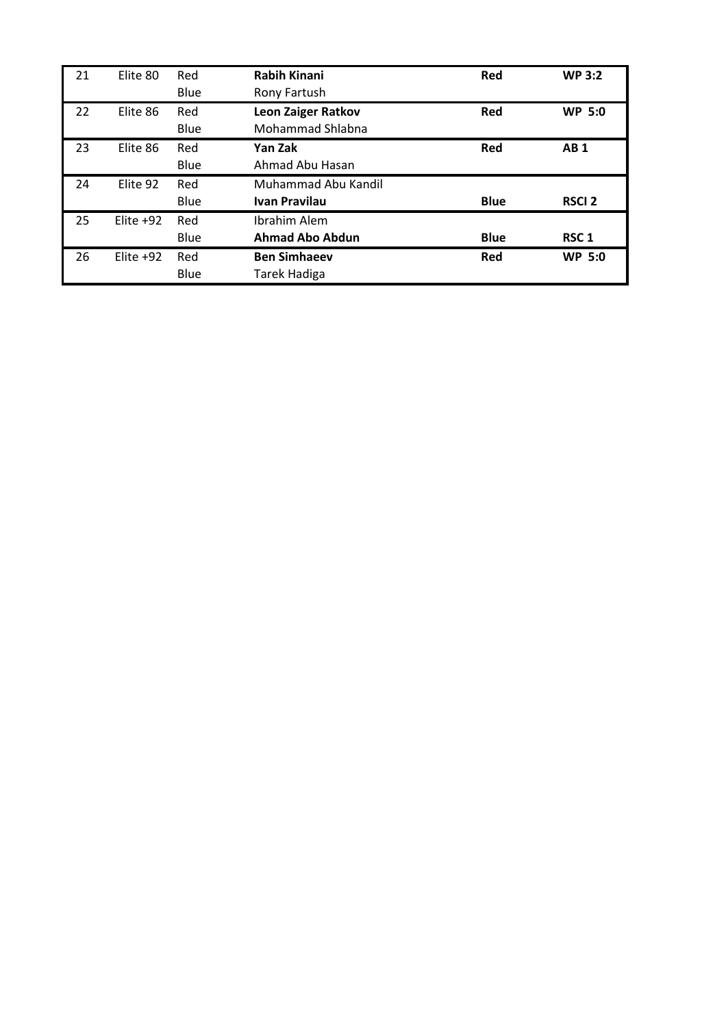| | | | | | |
|---|---|---|---|---|---|
| 21 | Elite 80 | Red | **Rabih Kinani** | **Red** | **WP 3:2** |
| | | Blue | Rony Fartush | | |
| 22 | Elite 86 | Red | **Leon Zaiger Ratkov** | **Red** | **WP 5:0** |
| | | Blue | Mohammad Shlabna | | |
| 23 | Elite 86 | Red | **Yan Zak** | **Red** | **AB 1** |
| | | Blue | Ahmad Abu Hasan | | |
| 24 | Elite 92 | Red | Muhammad Abu Kandil | | |
| | | Blue | **Ivan Pravilau** | **Blue** | **RSCI 2** |
| 25 | Elite +92 | Red | Ibrahim Alem | | |
| | | Blue | **Ahmad Abo Abdun** | **Blue** | **RSC 1** |
| 26 | Elite +92 | Red | **Ben Simhaeev** | **Red** | **WP 5:0** |
| | | Blue | Tarek Hadiga | | |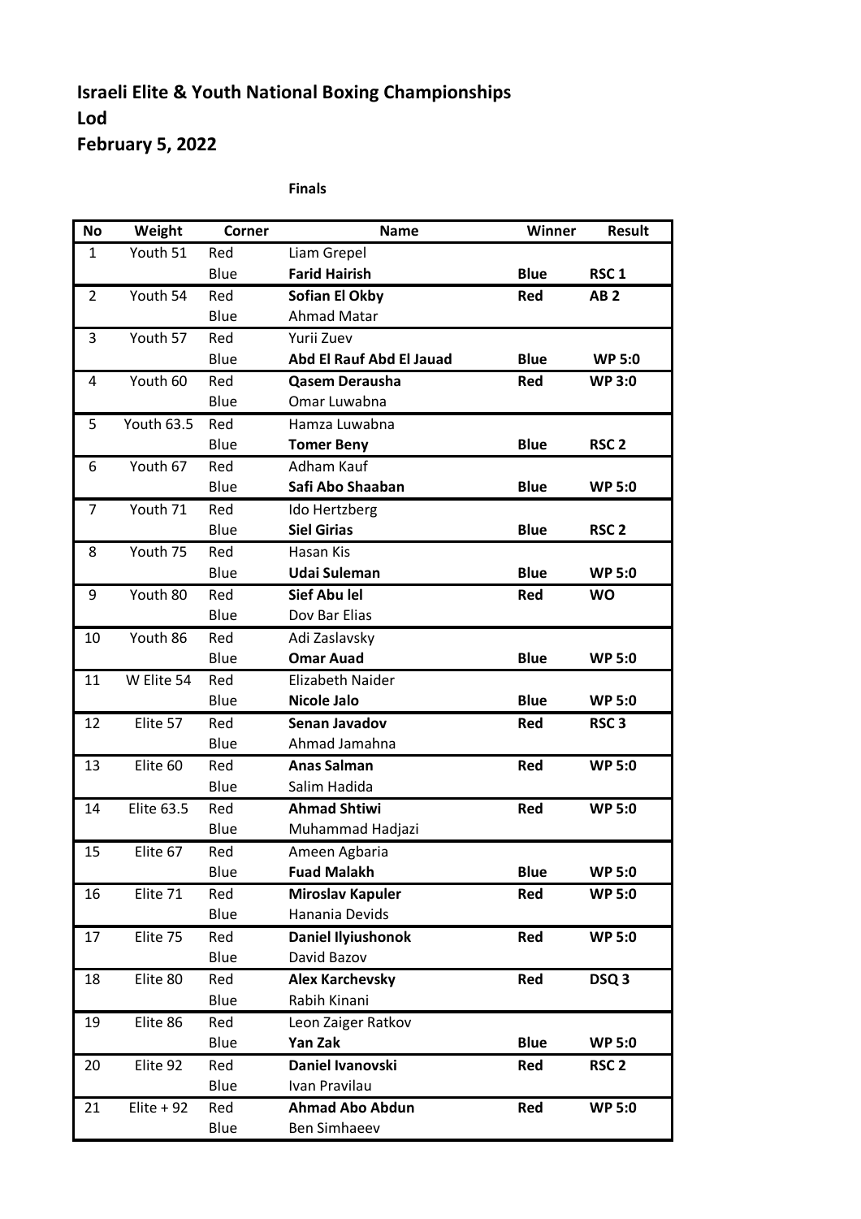**Israeli Elite & Youth National Boxing Championships**
**Lod**
**February 5, 2022**

**Finals**

| No | Weight | Corner | Name | Winner | Result |
|---|---|---|---|---|---|
| 1 | Youth 51 | Red | Liam Grepel | | |
| | | Blue | **Farid Hairish** | **Blue** | **RSC 1** |
| 2 | Youth 54 | Red | **Sofian El Okby** | **Red** | **AB 2** |
| | | Blue | Ahmad Matar | | |
| 3 | Youth 57 | Red | Yurii Zuev | | |
| | | Blue | **Abd El Rauf Abd El Jauad** | **Blue** | **WP 5:0** |
| 4 | Youth 60 | Red | **Qasem Derausha** | **Red** | **WP 3:0** |
| | | Blue | Omar Luwabna | | |
| 5 | Youth 63.5 | Red | Hamza Luwabna | | |
| | | Blue | **Tomer Beny** | **Blue** | **RSC 2** |
| 6 | Youth 67 | Red | Adham Kauf | | |
| | | Blue | **Safi Abo Shaaban** | **Blue** | **WP 5:0** |
| 7 | Youth 71 | Red | Ido Hertzberg | | |
| | | Blue | **Siel Girias** | **Blue** | **RSC 2** |
| 8 | Youth 75 | Red | Hasan Kis | | |
| | | Blue | **Udai Suleman** | **Blue** | **WP 5:0** |
| 9 | Youth 80 | Red | **Sief Abu lel** | **Red** | **WO** |
| | | Blue | Dov Bar Elias | | |
| 10 | Youth 86 | Red | Adi Zaslavsky | | |
| | | Blue | **Omar Auad** | **Blue** | **WP 5:0** |
| 11 | W Elite 54 | Red | Elizabeth Naider | | |
| | | Blue | **Nicole Jalo** | **Blue** | **WP 5:0** |
| 12 | Elite 57 | Red | **Senan Javadov** | **Red** | **RSC 3** |
| | | Blue | Ahmad Jamahna | | |
| 13 | Elite 60 | Red | **Anas Salman** | **Red** | **WP 5:0** |
| | | Blue | Salim Hadida | | |
| 14 | Elite 63.5 | Red | **Ahmad Shtiwi** | **Red** | **WP 5:0** |
| | | Blue | Muhammad Hadjazi | | |
| 15 | Elite 67 | Red | Ameen Agbaria | | |
| | | Blue | **Fuad Malakh** | **Blue** | **WP 5:0** |
| 16 | Elite 71 | Red | **Miroslav Kapuler** | **Red** | **WP 5:0** |
| | | Blue | Hanania Devids | | |
| 17 | Elite 75 | Red | **Daniel Ilyiushonok** | **Red** | **WP 5:0** |
| | | Blue | David Bazov | | |
| 18 | Elite 80 | Red | **Alex Karchevsky** | **Red** | **DSQ 3** |
| | | Blue | Rabih Kinani | | |
| 19 | Elite 86 | Red | Leon Zaiger Ratkov | | |
| | | Blue | **Yan Zak** | **Blue** | **WP 5:0** |
| 20 | Elite 92 | Red | **Daniel Ivanovski** | **Red** | **RSC 2** |
| | | Blue | Ivan Pravilau | | |
| 21 | Elite + 92 | Red | **Ahmad Abo Abdun** | **Red** | **WP 5:0** |
| | | Blue | Ben Simhaeev | | |